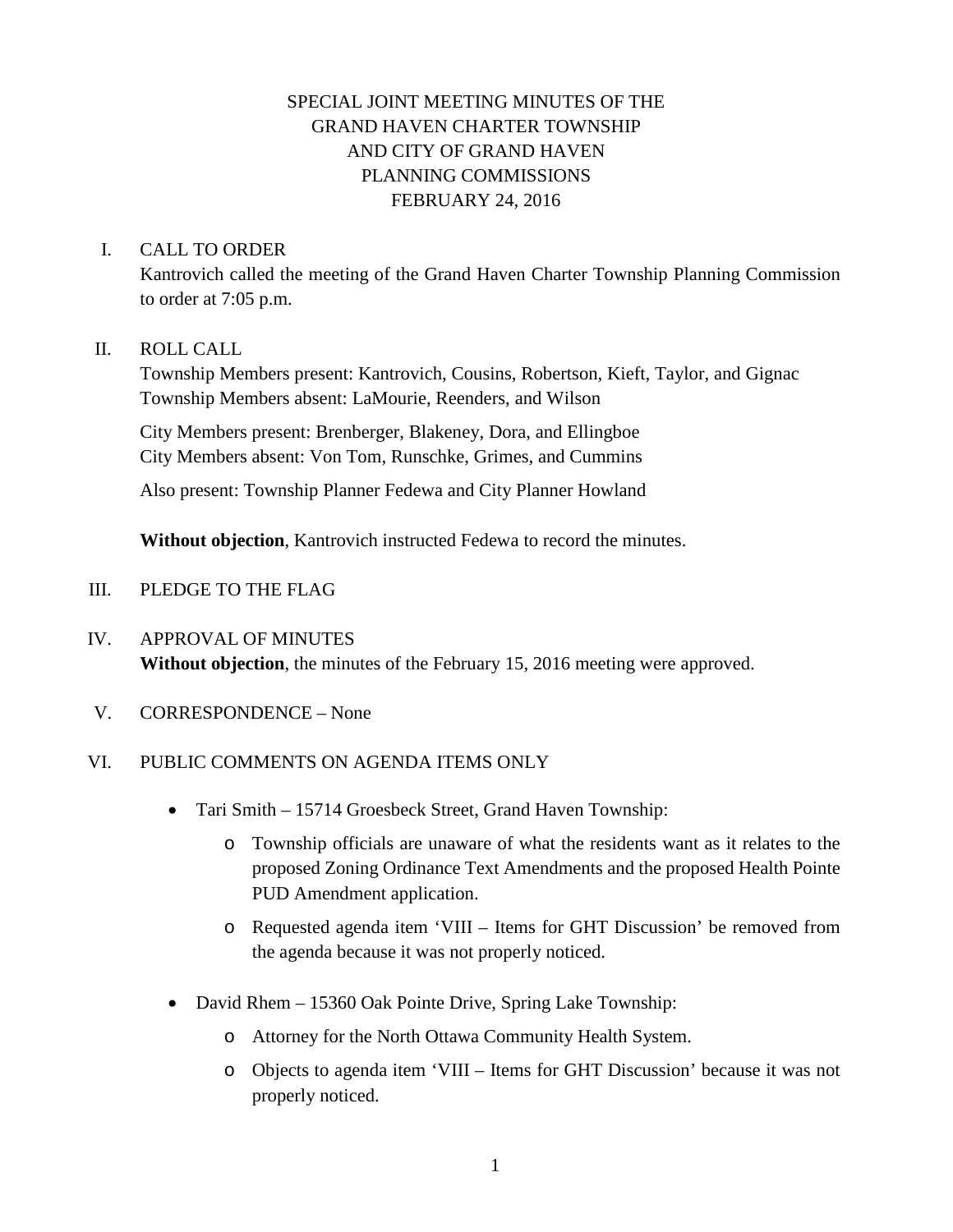# SPECIAL JOINT MEETING MINUTES OF THE GRAND HAVEN CHARTER TOWNSHIP AND CITY OF GRAND HAVEN PLANNING COMMISSIONS FEBRUARY 24, 2016

## I. CALL TO ORDER

Kantrovich called the meeting of the Grand Haven Charter Township Planning Commission to order at 7:05 p.m.

## II. ROLL CALL

Township Members present: Kantrovich, Cousins, Robertson, Kieft, Taylor, and Gignac
Township Members absent: LaMourie, Reenders, and Wilson

City Members present: Brenberger, Blakeney, Dora, and Ellingboe
City Members absent: Von Tom, Runschke, Grimes, and Cummins

Also present: Township Planner Fedewa and City Planner Howland

**Without objection**, Kantrovich instructed Fedewa to record the minutes.

## III. PLEDGE TO THE FLAG

## IV. APPROVAL OF MINUTES

**Without objection**, the minutes of the February 15, 2016 meeting were approved.

## V. CORRESPONDENCE – None

## VI. PUBLIC COMMENTS ON AGENDA ITEMS ONLY

- Tari Smith – 15714 Groesbeck Street, Grand Haven Township:
  - Township officials are unaware of what the residents want as it relates to the proposed Zoning Ordinance Text Amendments and the proposed Health Pointe PUD Amendment application.
  - Requested agenda item 'VIII – Items for GHT Discussion' be removed from the agenda because it was not properly noticed.
- David Rhem – 15360 Oak Pointe Drive, Spring Lake Township:
  - Attorney for the North Ottawa Community Health System.
  - Objects to agenda item 'VIII – Items for GHT Discussion' because it was not properly noticed.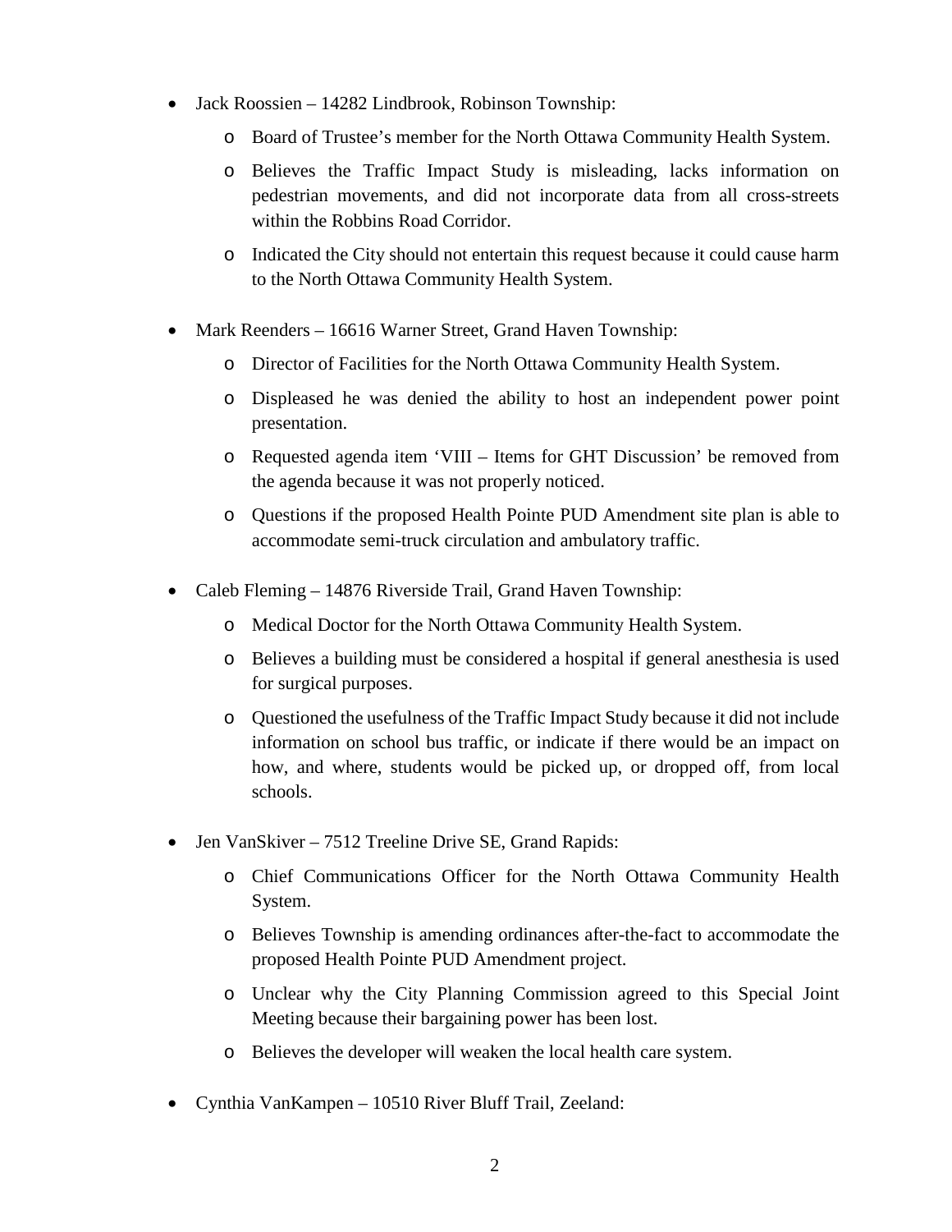- Jack Roossien – 14282 Lindbrook, Robinson Township:
  - Board of Trustee's member for the North Ottawa Community Health System.
  - Believes the Traffic Impact Study is misleading, lacks information on pedestrian movements, and did not incorporate data from all cross-streets within the Robbins Road Corridor.
  - Indicated the City should not entertain this request because it could cause harm to the North Ottawa Community Health System.
- Mark Reenders – 16616 Warner Street, Grand Haven Township:
  - Director of Facilities for the North Ottawa Community Health System.
  - Displeased he was denied the ability to host an independent power point presentation.
  - Requested agenda item 'VIII – Items for GHT Discussion' be removed from the agenda because it was not properly noticed.
  - Questions if the proposed Health Pointe PUD Amendment site plan is able to accommodate semi-truck circulation and ambulatory traffic.
- Caleb Fleming – 14876 Riverside Trail, Grand Haven Township:
  - Medical Doctor for the North Ottawa Community Health System.
  - Believes a building must be considered a hospital if general anesthesia is used for surgical purposes.
  - Questioned the usefulness of the Traffic Impact Study because it did not include information on school bus traffic, or indicate if there would be an impact on how, and where, students would be picked up, or dropped off, from local schools.
- Jen VanSkiver – 7512 Treeline Drive SE, Grand Rapids:
  - Chief Communications Officer for the North Ottawa Community Health System.
  - Believes Township is amending ordinances after-the-fact to accommodate the proposed Health Pointe PUD Amendment project.
  - Unclear why the City Planning Commission agreed to this Special Joint Meeting because their bargaining power has been lost.
  - Believes the developer will weaken the local health care system.
- Cynthia VanKampen – 10510 River Bluff Trail, Zeeland: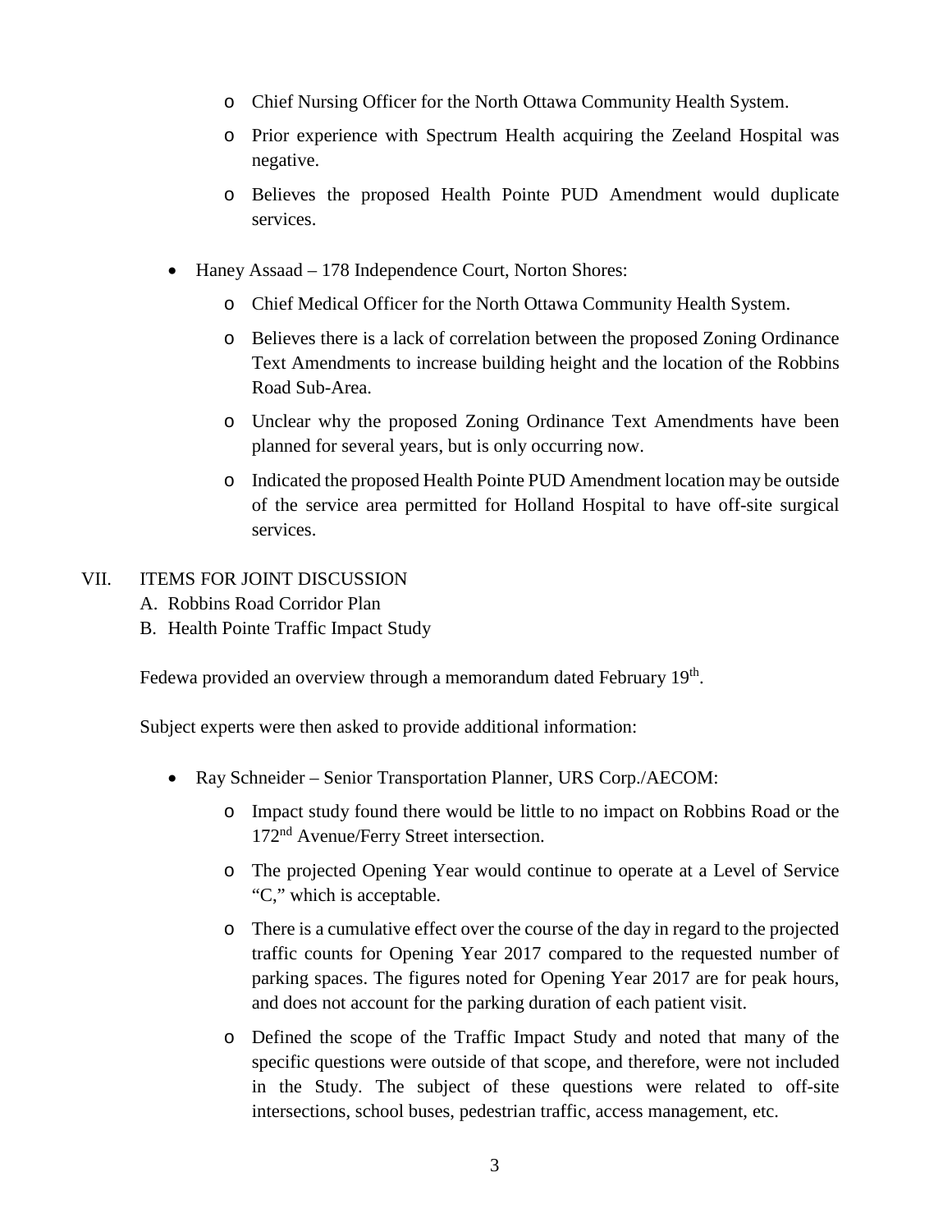- Chief Nursing Officer for the North Ottawa Community Health System.
    - Prior experience with Spectrum Health acquiring the Zeeland Hospital was negative.
    - Believes the proposed Health Pointe PUD Amendment would duplicate services.

- Haney Assaad – 178 Independence Court, Norton Shores:
    - Chief Medical Officer for the North Ottawa Community Health System.
    - Believes there is a lack of correlation between the proposed Zoning Ordinance Text Amendments to increase building height and the location of the Robbins Road Sub-Area.
    - Unclear why the proposed Zoning Ordinance Text Amendments have been planned for several years, but is only occurring now.
    - Indicated the proposed Health Pointe PUD Amendment location may be outside of the service area permitted for Holland Hospital to have off-site surgical services.

## VII. ITEMS FOR JOINT DISCUSSION

A. Robbins Road Corridor Plan
B. Health Pointe Traffic Impact Study

Fedewa provided an overview through a memorandum dated February 19th.

Subject experts were then asked to provide additional information:

- Ray Schneider – Senior Transportation Planner, URS Corp./AECOM:
    - Impact study found there would be little to no impact on Robbins Road or the 172nd Avenue/Ferry Street intersection.
    - The projected Opening Year would continue to operate at a Level of Service "C," which is acceptable.
    - There is a cumulative effect over the course of the day in regard to the projected traffic counts for Opening Year 2017 compared to the requested number of parking spaces. The figures noted for Opening Year 2017 are for peak hours, and does not account for the parking duration of each patient visit.
    - Defined the scope of the Traffic Impact Study and noted that many of the specific questions were outside of that scope, and therefore, were not included in the Study. The subject of these questions were related to off-site intersections, school buses, pedestrian traffic, access management, etc.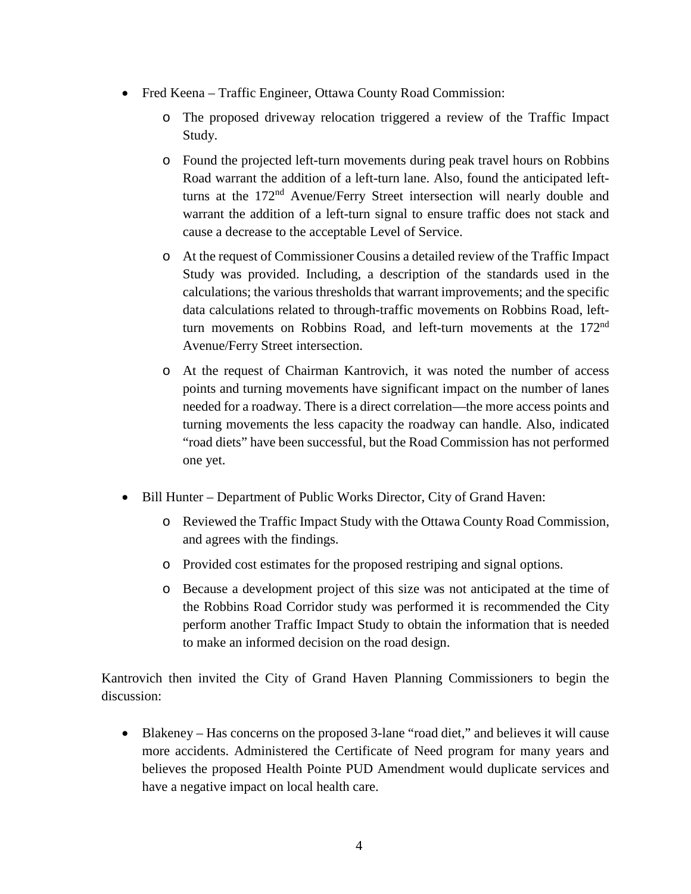- Fred Keena – Traffic Engineer, Ottawa County Road Commission:
  - The proposed driveway relocation triggered a review of the Traffic Impact Study.
  - Found the projected left-turn movements during peak travel hours on Robbins Road warrant the addition of a left-turn lane. Also, found the anticipated left-turns at the 172nd Avenue/Ferry Street intersection will nearly double and warrant the addition of a left-turn signal to ensure traffic does not stack and cause a decrease to the acceptable Level of Service.
  - At the request of Commissioner Cousins a detailed review of the Traffic Impact Study was provided. Including, a description of the standards used in the calculations; the various thresholds that warrant improvements; and the specific data calculations related to through-traffic movements on Robbins Road, left-turn movements on Robbins Road, and left-turn movements at the 172nd Avenue/Ferry Street intersection.
  - At the request of Chairman Kantrovich, it was noted the number of access points and turning movements have significant impact on the number of lanes needed for a roadway. There is a direct correlation—the more access points and turning movements the less capacity the roadway can handle. Also, indicated "road diets" have been successful, but the Road Commission has not performed one yet.
- Bill Hunter – Department of Public Works Director, City of Grand Haven:
  - Reviewed the Traffic Impact Study with the Ottawa County Road Commission, and agrees with the findings.
  - Provided cost estimates for the proposed restriping and signal options.
  - Because a development project of this size was not anticipated at the time of the Robbins Road Corridor study was performed it is recommended the City perform another Traffic Impact Study to obtain the information that is needed to make an informed decision on the road design.

Kantrovich then invited the City of Grand Haven Planning Commissioners to begin the discussion:

- Blakeney – Has concerns on the proposed 3-lane "road diet," and believes it will cause more accidents. Administered the Certificate of Need program for many years and believes the proposed Health Pointe PUD Amendment would duplicate services and have a negative impact on local health care.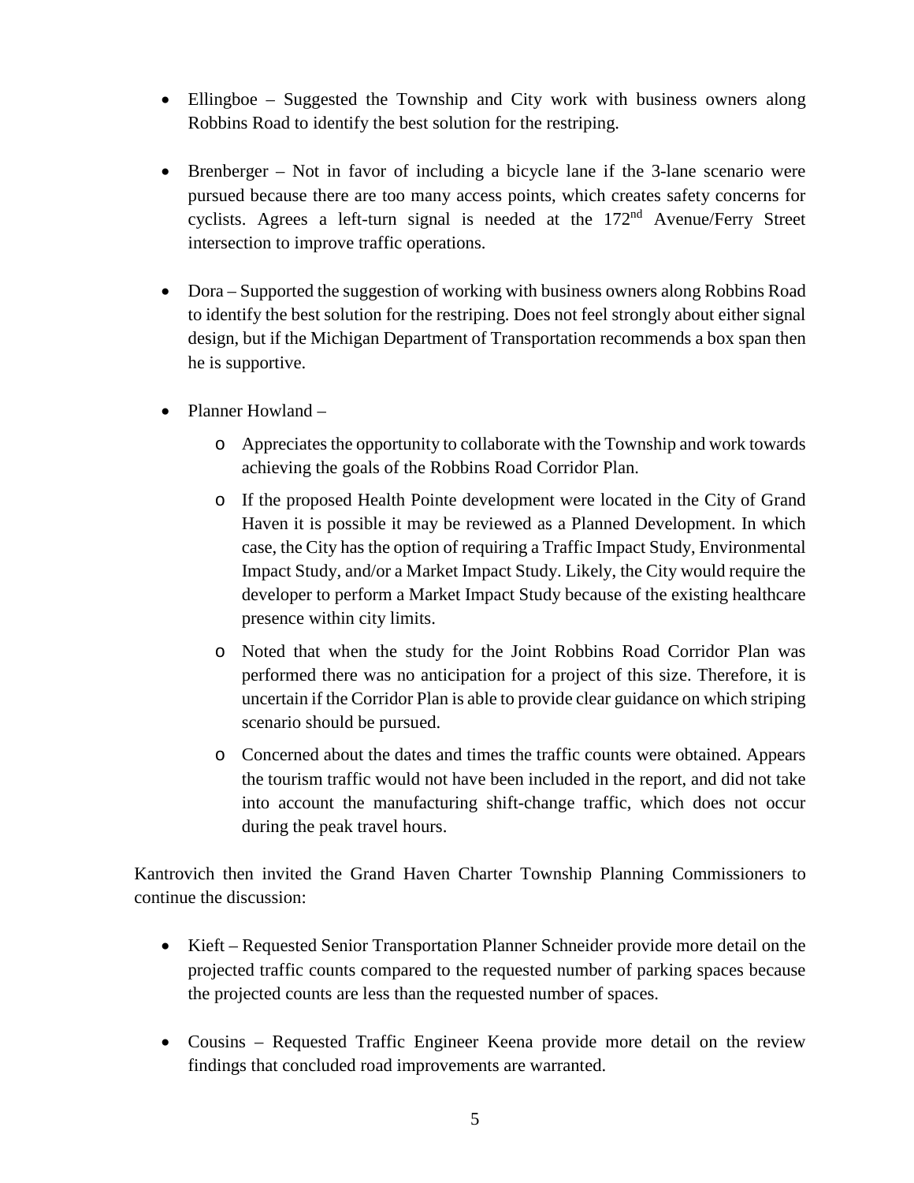- Ellingboe – Suggested the Township and City work with business owners along Robbins Road to identify the best solution for the restriping.

- Brenberger – Not in favor of including a bicycle lane if the 3-lane scenario were pursued because there are too many access points, which creates safety concerns for cyclists. Agrees a left-turn signal is needed at the 172nd Avenue/Ferry Street intersection to improve traffic operations.

- Dora – Supported the suggestion of working with business owners along Robbins Road to identify the best solution for the restriping. Does not feel strongly about either signal design, but if the Michigan Department of Transportation recommends a box span then he is supportive.

- Planner Howland –
  - Appreciates the opportunity to collaborate with the Township and work towards achieving the goals of the Robbins Road Corridor Plan.
  - If the proposed Health Pointe development were located in the City of Grand Haven it is possible it may be reviewed as a Planned Development. In which case, the City has the option of requiring a Traffic Impact Study, Environmental Impact Study, and/or a Market Impact Study. Likely, the City would require the developer to perform a Market Impact Study because of the existing healthcare presence within city limits.
  - Noted that when the study for the Joint Robbins Road Corridor Plan was performed there was no anticipation for a project of this size. Therefore, it is uncertain if the Corridor Plan is able to provide clear guidance on which striping scenario should be pursued.
  - Concerned about the dates and times the traffic counts were obtained. Appears the tourism traffic would not have been included in the report, and did not take into account the manufacturing shift-change traffic, which does not occur during the peak travel hours.

Kantrovich then invited the Grand Haven Charter Township Planning Commissioners to continue the discussion:

- Kieft – Requested Senior Transportation Planner Schneider provide more detail on the projected traffic counts compared to the requested number of parking spaces because the projected counts are less than the requested number of spaces.

- Cousins – Requested Traffic Engineer Keena provide more detail on the review findings that concluded road improvements are warranted.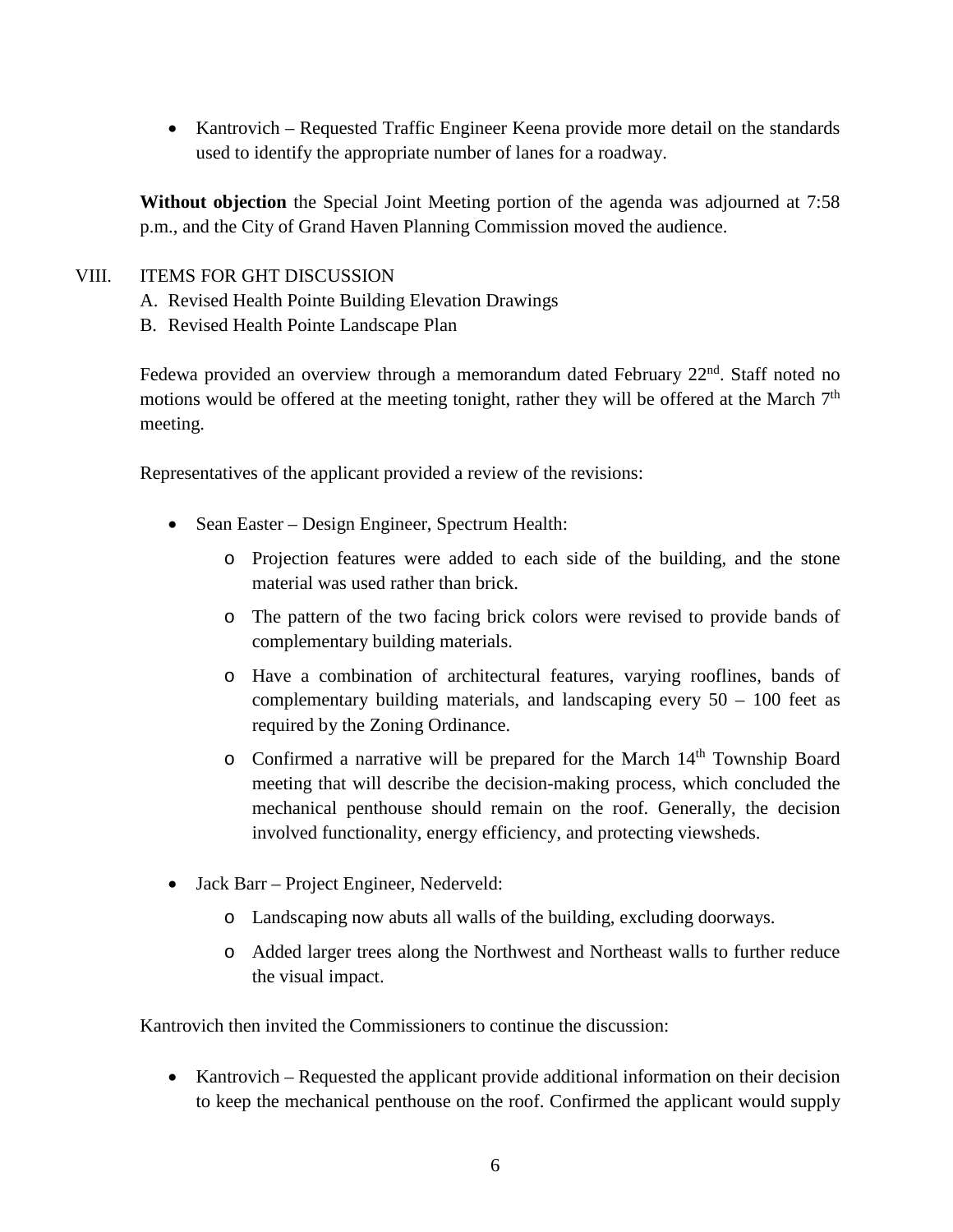- Kantrovich – Requested Traffic Engineer Keena provide more detail on the standards used to identify the appropriate number of lanes for a roadway.

**Without objection** the Special Joint Meeting portion of the agenda was adjourned at 7:58 p.m., and the City of Grand Haven Planning Commission moved the audience.

VIII. ITEMS FOR GHT DISCUSSION

A. Revised Health Pointe Building Elevation Drawings

B. Revised Health Pointe Landscape Plan

Fedewa provided an overview through a memorandum dated February 22nd. Staff noted no motions would be offered at the meeting tonight, rather they will be offered at the March 7th meeting.

Representatives of the applicant provided a review of the revisions:

- Sean Easter – Design Engineer, Spectrum Health:
    - Projection features were added to each side of the building, and the stone material was used rather than brick.
    - The pattern of the two facing brick colors were revised to provide bands of complementary building materials.
    - Have a combination of architectural features, varying rooflines, bands of complementary building materials, and landscaping every 50 – 100 feet as required by the Zoning Ordinance.
    - Confirmed a narrative will be prepared for the March 14th Township Board meeting that will describe the decision-making process, which concluded the mechanical penthouse should remain on the roof. Generally, the decision involved functionality, energy efficiency, and protecting viewsheds.
- Jack Barr – Project Engineer, Nederveld:
    - Landscaping now abuts all walls of the building, excluding doorways.
    - Added larger trees along the Northwest and Northeast walls to further reduce the visual impact.

Kantrovich then invited the Commissioners to continue the discussion:

- Kantrovich – Requested the applicant provide additional information on their decision to keep the mechanical penthouse on the roof. Confirmed the applicant would supply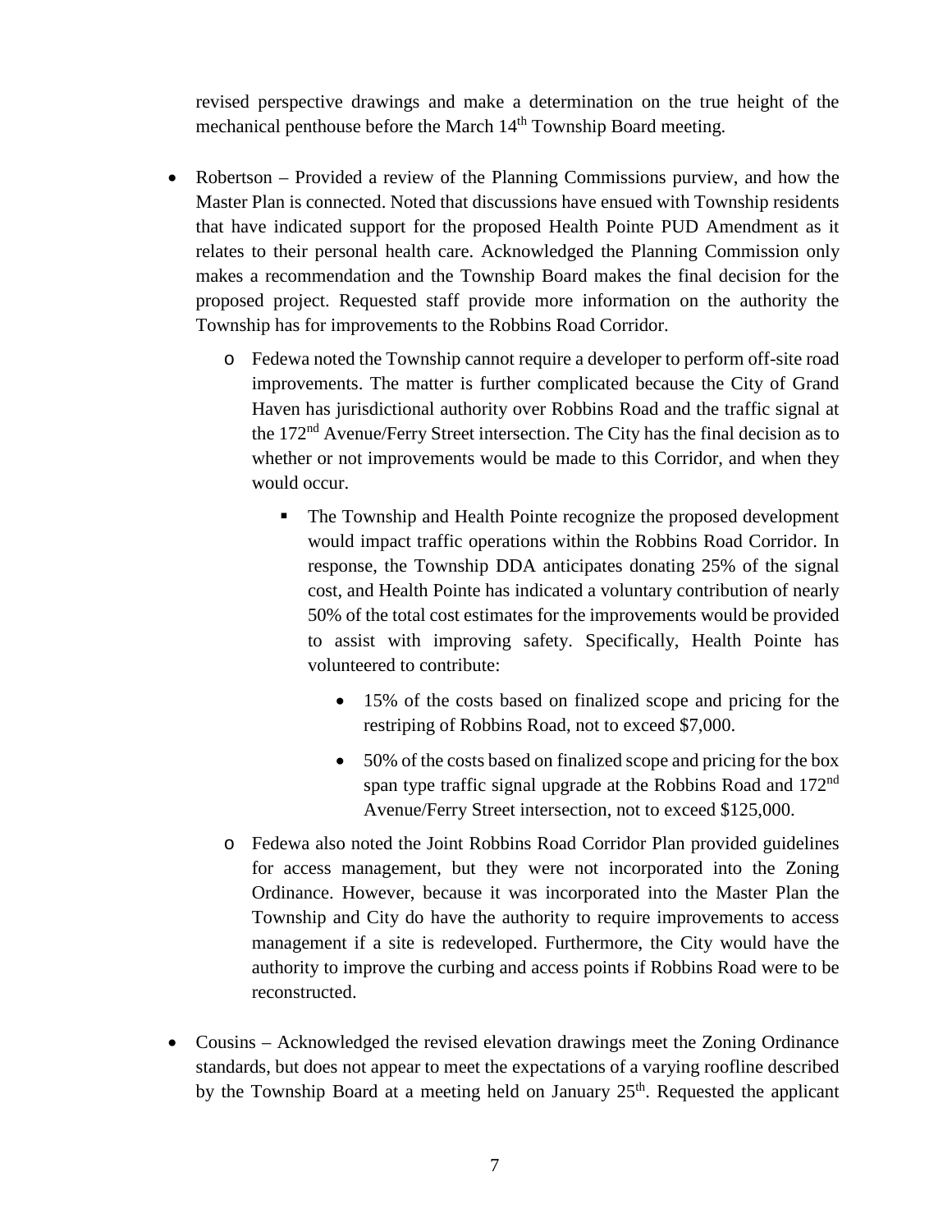revised perspective drawings and make a determination on the true height of the mechanical penthouse before the March 14th Township Board meeting.

- Robertson – Provided a review of the Planning Commissions purview, and how the Master Plan is connected. Noted that discussions have ensued with Township residents that have indicated support for the proposed Health Pointe PUD Amendment as it relates to their personal health care. Acknowledged the Planning Commission only makes a recommendation and the Township Board makes the final decision for the proposed project. Requested staff provide more information on the authority the Township has for improvements to the Robbins Road Corridor.
    - Fedewa noted the Township cannot require a developer to perform off-site road improvements. The matter is further complicated because the City of Grand Haven has jurisdictional authority over Robbins Road and the traffic signal at the 172nd Avenue/Ferry Street intersection. The City has the final decision as to whether or not improvements would be made to this Corridor, and when they would occur.
        - The Township and Health Pointe recognize the proposed development would impact traffic operations within the Robbins Road Corridor. In response, the Township DDA anticipates donating 25% of the signal cost, and Health Pointe has indicated a voluntary contribution of nearly 50% of the total cost estimates for the improvements would be provided to assist with improving safety. Specifically, Health Pointe has volunteered to contribute:
            - 15% of the costs based on finalized scope and pricing for the restriping of Robbins Road, not to exceed $7,000.
            - 50% of the costs based on finalized scope and pricing for the box span type traffic signal upgrade at the Robbins Road and 172nd Avenue/Ferry Street intersection, not to exceed $125,000.
    - Fedewa also noted the Joint Robbins Road Corridor Plan provided guidelines for access management, but they were not incorporated into the Zoning Ordinance. However, because it was incorporated into the Master Plan the Township and City do have the authority to require improvements to access management if a site is redeveloped. Furthermore, the City would have the authority to improve the curbing and access points if Robbins Road were to be reconstructed.
- Cousins – Acknowledged the revised elevation drawings meet the Zoning Ordinance standards, but does not appear to meet the expectations of a varying roofline described by the Township Board at a meeting held on January 25th. Requested the applicant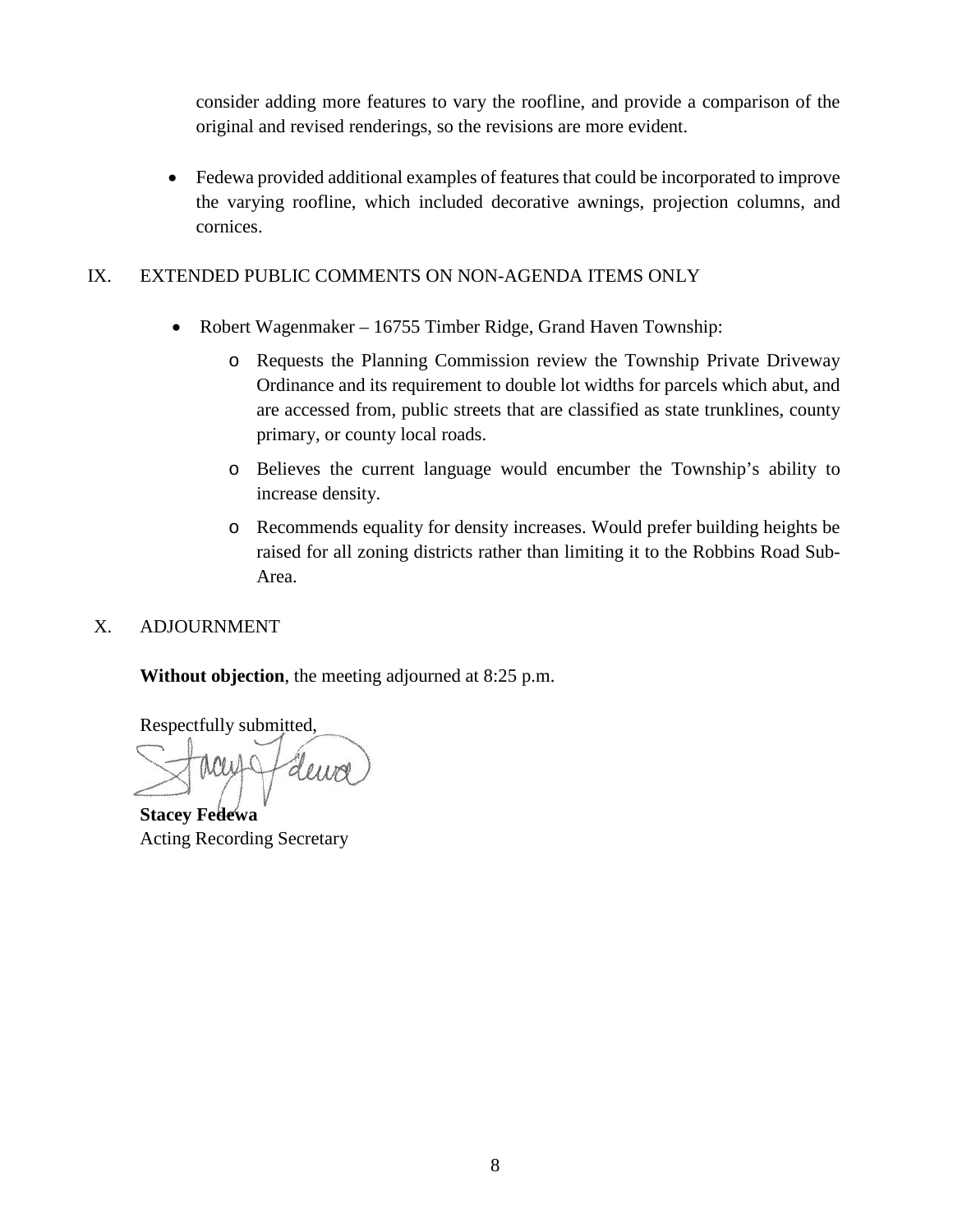consider adding more features to vary the roofline, and provide a comparison of the original and revised renderings, so the revisions are more evident.

- Fedewa provided additional examples of features that could be incorporated to improve the varying roofline, which included decorative awnings, projection columns, and cornices.

## IX. EXTENDED PUBLIC COMMENTS ON NON-AGENDA ITEMS ONLY

- Robert Wagenmaker – 16755 Timber Ridge, Grand Haven Township:
  - Requests the Planning Commission review the Township Private Driveway Ordinance and its requirement to double lot widths for parcels which abut, and are accessed from, public streets that are classified as state trunklines, county primary, or county local roads.
  - Believes the current language would encumber the Township's ability to increase density.
  - Recommends equality for density increases. Would prefer building heights be raised for all zoning districts rather than limiting it to the Robbins Road Sub-Area.

## X. ADJOURNMENT

**Without objection**, the meeting adjourned at 8:25 p.m.

Respectfully submitted,

**Stacey Fedewa**
Acting Recording Secretary